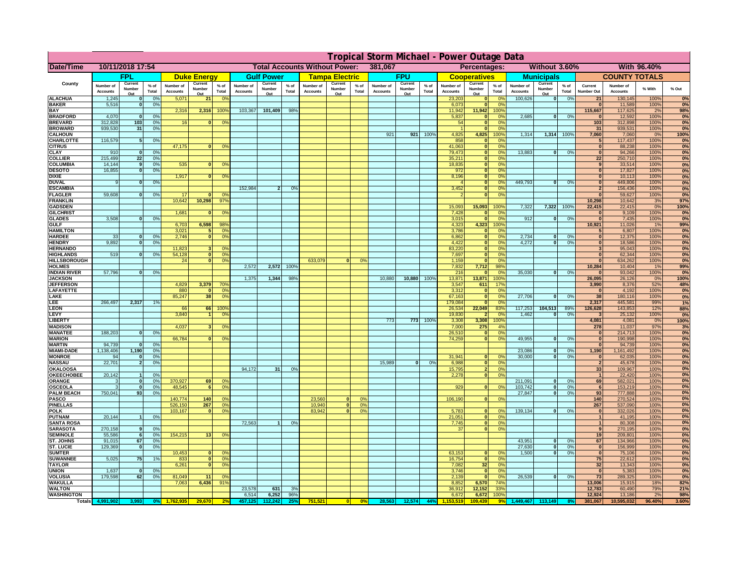# Tropical Storm Michael - Power Outage Data

| Date/Time | 10/11/2018 17:54 | Total Accounts Without Power: | 381,067 | Percentages: | Without 3.60% | With 96.40% |
|---|---|---|---|---|---|---|

| County | FPL | | | Duke Energy | | | Gulf Power | | | Tampa Electric | | | FPU | | | Cooperatives | | | Municipals | | | COUNTY TOTALS | | | |
|---|---|---|---|---|---|---|---|---|---|---|---|---|---|---|---|---|---|---|---|---|---|---|---|---|---|
| | Number of Accounts | Current Number Out | % of Total | Number of Accounts | Current Number Out | % of Total | Number of Accounts | Current Number Out | % of Total | Number of Accounts | Current Number Out | % of Total | Number of Accounts | Current Number Out | % of Total | Number of Accounts | Current Number Out | % of Total | Number of Accounts | Current Number Out | % of Total | Current Number Out | Number of Accounts | % With | % Out |
| ALACHUA | 1,245 | 0 | 0% | 5,071 | 21 | 0% | | | | | | | | | | 23,203 | 0 | 0% | 100,626 | 0 | 0% | 21 | 130,145 | 100% | 0% |
| BAKER | 5,516 | 0 | 0% | | | | | | | | | | | | | 6,073 | 0 | 0% | | | | 0 | 11,589 | 100% | 0% |
| BAY | | | | 2,316 | 2,316 | 100% | 103,367 | 101,409 | 98% | | | | | | | 11,942 | 11,942 | 100% | | | | 115,667 | 117,625 | 2% | 98% |
| BRADFORD | 4,070 | 0 | 0% | | | | | | | | | | | | | 5,837 | 0 | 0% | 2,685 | 0 | 0% | 0 | 12,592 | 100% | 0% |
| BREVARD | 312,828 | 103 | 0% | 16 | 0 | 0% | | | | | | | | | | 54 | 0 | 0% | | | | 103 | 312,898 | 100% | 0% |
| BROWARD | 939,530 | 31 | 0% | | | | | | | | | | | | | 1 | 0 | 0% | | | | 31 | 939,531 | 100% | 0% |
| CALHOUN | | | | | | | | | | | | | 921 | 921 | 100% | 4,825 | 4,825 | 100% | 1,314 | 1,314 | 100% | 7,060 | 7,060 | 0% | 100% |
| CHARLOTTE | 116,579 | 5 | 0% | | | | | | | | | | | | | 858 | 0 | 0% | | | | 5 | 117,437 | 100% | 0% |
| CITRUS | | | | 47,175 | 0 | 0% | | | | | | | | | | 41,063 | 0 | 0% | | | | 0 | 88,238 | 100% | 0% |
| CLAY | 910 | 0 | 0% | | | | | | | | | | | | | 79,473 | 0 | 0% | 13,883 | 0 | 0% | 0 | 94,266 | 100% | 0% |
| COLLIER | 215,499 | 22 | 0% | | | | | | | | | | | | | 35,211 | 0 | 0% | | | | 22 | 250,710 | 100% | 0% |
| COLUMBIA | 14,144 | 9 | 0% | 535 | 0 | 0% | | | | | | | | | | 18,835 | 0 | 0% | | | | 9 | 33,514 | 100% | 0% |
| DESOTO | 16,855 | 0 | 0% | | | | | | | | | | | | | 972 | 0 | 0% | | | | 0 | 17,827 | 100% | 0% |
| DIXIE | | | | 1,917 | 0 | 0% | | | | | | | | | | 8,196 | 0 | 0% | | | | 0 | 10,113 | 100% | 0% |
| DUVAL | 9 | 0 | 0% | | | | | | | | | | | | | 4 | 0 | 0% | 449,793 | 0 | 0% | 0 | 449,806 | 100% | 0% |
| ESCAMBIA | | | | | | | 152,984 | 2 | 0% | | | | | | | 3,452 | 0 | 0% | | | | 2 | 156,436 | 100% | 0% |
| FLAGLER | 59,608 | 0 | 0% | 17 | 0 | 0% | | | | | | | | | | 2 | 0 | 0% | | | | 0 | 59,627 | 100% | 0% |
| FRANKLIN | | | | 10,642 | 10,298 | 97% | | | | | | | | | | | | | | | | 10,298 | 10,642 | 3% | 97% |
| GADSDEN | | | | | | | | | | | | | | | | 15,093 | 15,093 | 100% | 7,322 | 7,322 | 100% | 22,415 | 22,415 | 0% | 100% |
| GILCHRIST | | | | 1,681 | 0 | 0% | | | | | | | | | | 7,428 | 0 | 0% | | | | 0 | 9,109 | 100% | 0% |
| GLADES | 3,508 | 0 | 0% | | | | | | | | | | | | | 3,015 | 0 | 0% | 912 | 0 | 0% | 0 | 7,435 | 100% | 0% |
| GULF | | | | 6,703 | 6,598 | 98% | | | | | | | | | | 4,323 | 4,323 | 100% | | | | 10,921 | 11,026 | 1% | 99% |
| HAMILTON | | | | 3,021 | 5 | 0% | | | | | | | | | | 3,786 | 0 | 0% | | | | 5 | 6,807 | 100% | 0% |
| HARDEE | 33 | 0 | 0% | 2,746 | 0 | 0% | | | | | | | | | | 6,862 | 0 | 0% | 2,734 | 0 | 0% | 0 | 12,375 | 100% | 0% |
| HENDRY | 9,892 | 0 | 0% | | | | | | | | | | | | | 4,422 | 0 | 0% | 4,272 | 0 | 0% | 0 | 18,586 | 100% | 0% |
| HERNANDO | | | | 11,823 | 3 | 0% | | | | | | | | | | 83,220 | 0 | 0% | | | | 3 | 95,043 | 100% | 0% |
| HIGHLANDS | 519 | 0 | 0% | 54,128 | 0 | 0% | | | | | | | | | | 7,697 | 0 | 0% | | | | 0 | 62,344 | 100% | 0% |
| HILLSBOROUGH | | | | 24 | 0 | 0% | | | | 633,079 | 0 | 0% | | | | 1,159 | 0 | 0% | | | | 0 | 634,262 | 100% | 0% |
| HOLMES | | | | | | | 2,572 | 2,572 | 100% | | | | | | | 7,832 | 7,712 | 98% | | | | 10,284 | 10,404 | 1% | 99% |
| INDIAN RIVER | 57,796 | 0 | 0% | | | | | | | | | | | | | 216 | 0 | 0% | 35,030 | 0 | 0% | 0 | 93,042 | 100% | 0% |
| JACKSON | | | | | | | 1,375 | 1,344 | 98% | | | | 10,880 | 10,880 | 100% | 13,871 | 13,871 | 100% | | | | 26,095 | 26,126 | 0% | 100% |
| JEFFERSON | | | | 4,829 | 3,379 | 70% | | | | | | | | | | 3,547 | 611 | 17% | | | | 3,990 | 8,376 | 52% | 48% |
| LAFAYETTE | | | | 880 | 0 | 0% | | | | | | | | | | 3,312 | 0 | 0% | | | | 0 | 4,192 | 100% | 0% |
| LAKE | | | | 85,247 | 38 | 0% | | | | | | | | | | 67,163 | 0 | 0% | 27,706 | 0 | 0% | 38 | 180,116 | 100% | 0% |
| LEE | 266,497 | 2,317 | 1% | | | | | | | | | | | | | 179,084 | 0 | 0% | | | | 2,317 | 445,581 | 99% | 1% |
| LEON | | | | 66 | 66 | 100% | | | | | | | | | | 26,534 | 22,049 | 83% | 117,253 | 104,513 | 89% | 126,628 | 143,853 | 12% | 88% |
| LEVY | | | | 3,840 | 1 | 0% | | | | | | | | | | 19,830 | 2 | 0% | 1,462 | 0 | 0% | 3 | 25,132 | 100% | 0% |
| LIBERTY | | | | | | | | | | | | | 773 | 773 | 100% | 3,308 | 3,308 | 100% | | | | 4,081 | 4,081 | 0% | 100% |
| MADISON | | | | 4,037 | 3 | 0% | | | | | | | | | | 7,000 | 275 | 4% | | | | 278 | 11,037 | 97% | 3% |
| MANATEE | 188,203 | 0 | 0% | | | | | | | | | | | | | 26,510 | 0 | 0% | | | | 0 | 214,713 | 100% | 0% |
| MARION | | | | 66,784 | 0 | 0% | | | | | | | | | | 74,259 | 0 | 0% | 49,955 | 0 | 0% | 0 | 190,998 | 100% | 0% |
| MARTIN | 94,739 | 0 | 0% | | | | | | | | | | | | | | | | | | | 0 | 94,739 | 100% | 0% |
| MIAMI-DADE | 1,138,406 | 1,190 | 0% | | | | | | | | | | | | | | | | 23,086 | 0 | 0% | 1,190 | 1,161,492 | 100% | 0% |
| MONROE | 94 | 0 | 0% | | | | | | | | | | | | | 31,941 | 0 | 0% | 30,000 | 0 | 0% | 0 | 62,035 | 100% | 0% |
| NASSAU | 22,701 | 2 | 0% | | | | | | | | | | 15,989 | 0 | 0% | 6,988 | 0 | 0% | | | | 2 | 45,678 | 100% | 0% |
| OKALOOSA | | | | | | | 94,172 | 31 | 0% | | | | | | | 15,795 | 2 | 0% | | | | 33 | 109,967 | 100% | 0% |
| OKEECHOBEE | 20,142 | 1 | 0% | | | | | | | | | | | | | 2,278 | 0 | 0% | | | | 1 | 22,420 | 100% | 0% |
| ORANGE | 3 | 0 | 0% | 370,927 | 69 | 0% | | | | | | | | | | | | | 211,091 | 0 | 0% | 69 | 582,021 | 100% | 0% |
| OSCEOLA | 3 | 0 | 0% | 48,545 | 6 | 0% | | | | | | | | | | 929 | 0 | 0% | 103,742 | 0 | 0% | 6 | 153,219 | 100% | 0% |
| PALM BEACH | 750,041 | 93 | 0% | | | | | | | | | | | | | | | | 27,847 | 0 | 0% | 93 | 777,888 | 100% | 0% |
| PASCO | | | | 140,774 | 140 | 0% | | | | 23,560 | 0 | 0% | | | | 106,190 | 0 | 0% | | | | 140 | 270,524 | 100% | 0% |
| PINELLAS | | | | 526,150 | 267 | 0% | | | | 10,940 | 0 | 0% | | | | | | | | | | 267 | 537,090 | 100% | 0% |
| POLK | | | | 103,167 | 0 | 0% | | | | 83,942 | 0 | 0% | | | | 5,783 | 0 | 0% | 139,134 | 0 | 0% | 0 | 332,026 | 100% | 0% |
| PUTNAM | 20,144 | 1 | 0% | | | | | | | | | | | | | 21,051 | 0 | 0% | | | | 1 | 41,195 | 100% | 0% |
| SANTA ROSA | | | | | | | 72,563 | 1 | 0% | | | | | | | 7,745 | 0 | 0% | | | | 1 | 80,308 | 100% | 0% |
| SARASOTA | 270,158 | 9 | 0% | | | | | | | | | | | | | 37 | 0 | 0% | | | | 9 | 270,195 | 100% | 0% |
| SEMINOLE | 55,586 | 6 | 0% | 154,215 | 13 | 0% | | | | | | | | | | | | | | | | 19 | 209,801 | 100% | 0% |
| ST. JOHNS | 91,015 | 67 | 0% | | | | | | | | | | | | | | | | 43,951 | 0 | 0% | 67 | 134,966 | 100% | 0% |
| ST. LUCIE | 129,369 | 0 | 0% | | | | | | | | | | | | | | | | 27,630 | 0 | 0% | 0 | 156,999 | 100% | 0% |
| SUMTER | | | | 10,453 | 0 | 0% | | | | | | | | | | 63,153 | 0 | 0% | 1,500 | 0 | 0% | 0 | 75,106 | 100% | 0% |
| SUWANNEE | 5,025 | 75 | 1% | 833 | 0 | 0% | | | | | | | | | | 16,754 | 0 | 0% | | | | 75 | 22,612 | 100% | 0% |
| TAYLOR | | | | 6,261 | 0 | 0% | | | | | | | | | | 7,082 | 32 | 0% | | | | 32 | 13,343 | 100% | 0% |
| UNION | 1,637 | 0 | 0% | | | | | | | | | | | | | 3,746 | 0 | 0% | | | | 0 | 5,383 | 100% | 0% |
| VOLUSIA | 179,598 | 62 | 0% | 81,049 | 11 | 0% | | | | | | | | | | 2,139 | 0 | 0% | 26,539 | 0 | 0% | 73 | 289,325 | 100% | 0% |
| WAKULLA | | | | 7,063 | 6,436 | 91% | | | | | | | | | | 8,852 | 6,570 | 74% | | | | 13,006 | 15,915 | 18% | 82% |
| WALTON | | | | | | | 23,578 | 631 | 3% | | | | | | | 36,912 | 12,152 | 33% | | | | 12,783 | 60,490 | 79% | 21% |
| WASHINGTON | | | | | | | 6,514 | 6,252 | 96% | | | | | | | 6,672 | 6,672 | 100% | | | | 12,924 | 13,186 | 2% | 98% |
| Totals | 4,991,902 | 3,993 | 0% | 1,762,935 | 29,670 | 2% | 457,125 | 112,242 | 25% | 751,521 | 0 | 0% | 28,563 | 12,574 | 44% | 1,153,519 | 109,439 | 9% | 1,449,467 | 113,149 | 8% | 381,067 | 10,595,032 | 96.40% | 3.60% |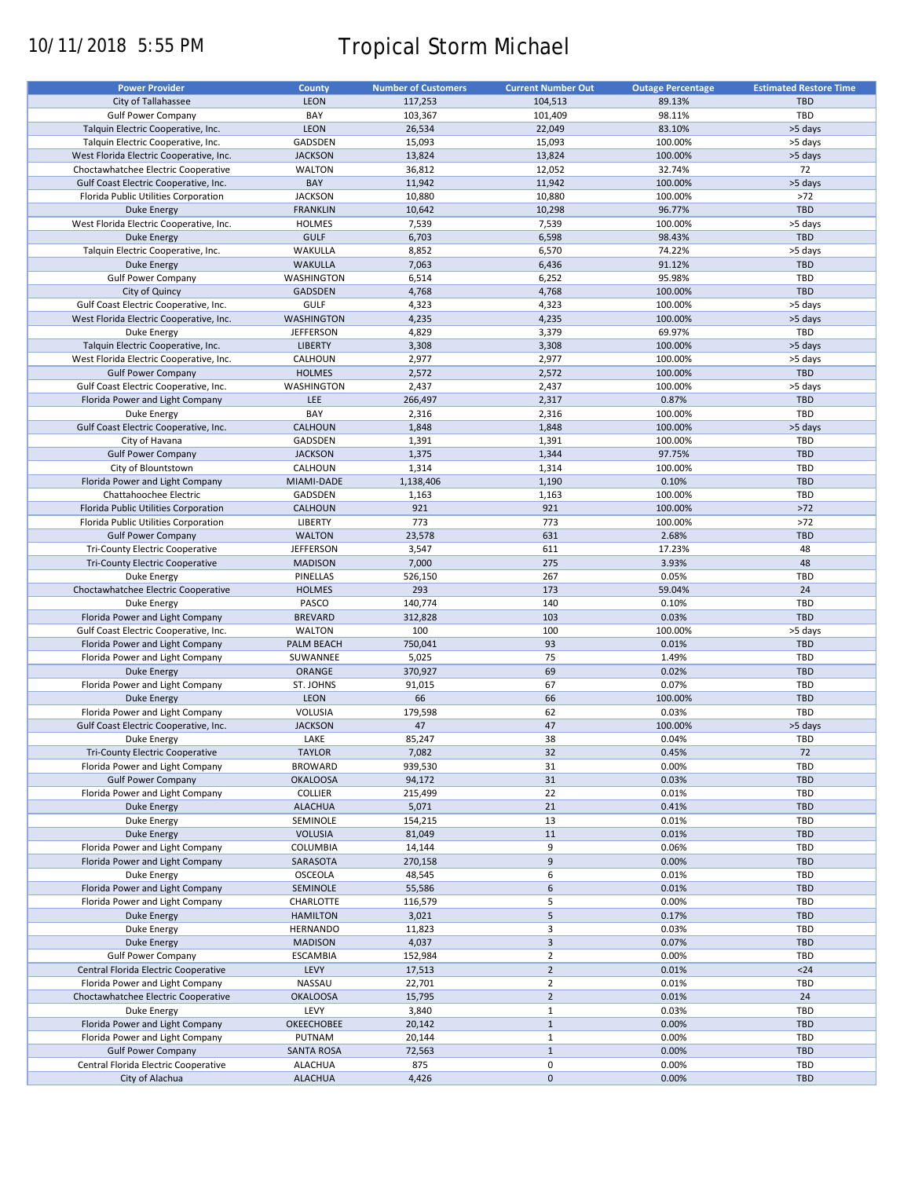10/11/2018 5:55 PM

# Tropical Storm Michael

| Power Provider | County | Number of Customers | Current Number Out | Outage Percentage | Estimated Restore Time |
|---|---|---|---|---|---|
| City of Tallahassee | LEON | 117,253 | 104,513 | 89.13% | TBD |
| Gulf Power Company | BAY | 103,367 | 101,409 | 98.11% | TBD |
| Talquin Electric Cooperative, Inc. | LEON | 26,534 | 22,049 | 83.10% | >5 days |
| Talquin Electric Cooperative, Inc. | GADSDEN | 15,093 | 15,093 | 100.00% | >5 days |
| West Florida Electric Cooperative, Inc. | JACKSON | 13,824 | 13,824 | 100.00% | >5 days |
| Choctawhatchee Electric Cooperative | WALTON | 36,812 | 12,052 | 32.74% | 72 |
| Gulf Coast Electric Cooperative, Inc. | BAY | 11,942 | 11,942 | 100.00% | >5 days |
| Florida Public Utilities Corporation | JACKSON | 10,880 | 10,880 | 100.00% | >72 |
| Duke Energy | FRANKLIN | 10,642 | 10,298 | 96.77% | TBD |
| West Florida Electric Cooperative, Inc. | HOLMES | 7,539 | 7,539 | 100.00% | >5 days |
| Duke Energy | GULF | 6,703 | 6,598 | 98.43% | TBD |
| Talquin Electric Cooperative, Inc. | WAKULLA | 8,852 | 6,570 | 74.22% | >5 days |
| Duke Energy | WAKULLA | 7,063 | 6,436 | 91.12% | TBD |
| Gulf Power Company | WASHINGTON | 6,514 | 6,252 | 95.98% | TBD |
| City of Quincy | GADSDEN | 4,768 | 4,768 | 100.00% | TBD |
| Gulf Coast Electric Cooperative, Inc. | GULF | 4,323 | 4,323 | 100.00% | >5 days |
| West Florida Electric Cooperative, Inc. | WASHINGTON | 4,235 | 4,235 | 100.00% | >5 days |
| Duke Energy | JEFFERSON | 4,829 | 3,379 | 69.97% | TBD |
| Talquin Electric Cooperative, Inc. | LIBERTY | 3,308 | 3,308 | 100.00% | >5 days |
| West Florida Electric Cooperative, Inc. | CALHOUN | 2,977 | 2,977 | 100.00% | >5 days |
| Gulf Power Company | HOLMES | 2,572 | 2,572 | 100.00% | TBD |
| Gulf Coast Electric Cooperative, Inc. | WASHINGTON | 2,437 | 2,437 | 100.00% | >5 days |
| Florida Power and Light Company | LEE | 266,497 | 2,317 | 0.87% | TBD |
| Duke Energy | BAY | 2,316 | 2,316 | 100.00% | TBD |
| Gulf Coast Electric Cooperative, Inc. | CALHOUN | 1,848 | 1,848 | 100.00% | >5 days |
| City of Havana | GADSDEN | 1,391 | 1,391 | 100.00% | TBD |
| Gulf Power Company | JACKSON | 1,375 | 1,344 | 97.75% | TBD |
| City of Blountstown | CALHOUN | 1,314 | 1,314 | 100.00% | TBD |
| Florida Power and Light Company | MIAMI-DADE | 1,138,406 | 1,190 | 0.10% | TBD |
| Chattahoochee Electric | GADSDEN | 1,163 | 1,163 | 100.00% | TBD |
| Florida Public Utilities Corporation | CALHOUN | 921 | 921 | 100.00% | >72 |
| Florida Public Utilities Corporation | LIBERTY | 773 | 773 | 100.00% | >72 |
| Gulf Power Company | WALTON | 23,578 | 631 | 2.68% | TBD |
| Tri-County Electric Cooperative | JEFFERSON | 3,547 | 611 | 17.23% | 48 |
| Tri-County Electric Cooperative | MADISON | 7,000 | 275 | 3.93% | 48 |
| Duke Energy | PINELLAS | 526,150 | 267 | 0.05% | TBD |
| Choctawhatchee Electric Cooperative | HOLMES | 293 | 173 | 59.04% | 24 |
| Duke Energy | PASCO | 140,774 | 140 | 0.10% | TBD |
| Florida Power and Light Company | BREVARD | 312,828 | 103 | 0.03% | TBD |
| Gulf Coast Electric Cooperative, Inc. | WALTON | 100 | 100 | 100.00% | >5 days |
| Florida Power and Light Company | PALM BEACH | 750,041 | 93 | 0.01% | TBD |
| Florida Power and Light Company | SUWANNEE | 5,025 | 75 | 1.49% | TBD |
| Duke Energy | ORANGE | 370,927 | 69 | 0.02% | TBD |
| Florida Power and Light Company | ST. JOHNS | 91,015 | 67 | 0.07% | TBD |
| Duke Energy | LEON | 66 | 66 | 100.00% | TBD |
| Florida Power and Light Company | VOLUSIA | 179,598 | 62 | 0.03% | TBD |
| Gulf Coast Electric Cooperative, Inc. | JACKSON | 47 | 47 | 100.00% | >5 days |
| Duke Energy | LAKE | 85,247 | 38 | 0.04% | TBD |
| Tri-County Electric Cooperative | TAYLOR | 7,082 | 32 | 0.45% | 72 |
| Florida Power and Light Company | BROWARD | 939,530 | 31 | 0.00% | TBD |
| Gulf Power Company | OKALOOSA | 94,172 | 31 | 0.03% | TBD |
| Florida Power and Light Company | COLLIER | 215,499 | 22 | 0.01% | TBD |
| Duke Energy | ALACHUA | 5,071 | 21 | 0.41% | TBD |
| Duke Energy | SEMINOLE | 154,215 | 13 | 0.01% | TBD |
| Duke Energy | VOLUSIA | 81,049 | 11 | 0.01% | TBD |
| Florida Power and Light Company | COLUMBIA | 14,144 | 9 | 0.06% | TBD |
| Florida Power and Light Company | SARASOTA | 270,158 | 9 | 0.00% | TBD |
| Duke Energy | OSCEOLA | 48,545 | 6 | 0.01% | TBD |
| Florida Power and Light Company | SEMINOLE | 55,586 | 6 | 0.01% | TBD |
| Florida Power and Light Company | CHARLOTTE | 116,579 | 5 | 0.00% | TBD |
| Duke Energy | HAMILTON | 3,021 | 5 | 0.17% | TBD |
| Duke Energy | HERNANDO | 11,823 | 3 | 0.03% | TBD |
| Duke Energy | MADISON | 4,037 | 3 | 0.07% | TBD |
| Gulf Power Company | ESCAMBIA | 152,984 | 2 | 0.00% | TBD |
| Central Florida Electric Cooperative | LEVY | 17,513 | 2 | 0.01% | <24 |
| Florida Power and Light Company | NASSAU | 22,701 | 2 | 0.01% | TBD |
| Choctawhatchee Electric Cooperative | OKALOOSA | 15,795 | 2 | 0.01% | 24 |
| Duke Energy | LEVY | 3,840 | 1 | 0.03% | TBD |
| Florida Power and Light Company | OKEECHOBEE | 20,142 | 1 | 0.00% | TBD |
| Florida Power and Light Company | PUTNAM | 20,144 | 1 | 0.00% | TBD |
| Gulf Power Company | SANTA ROSA | 72,563 | 1 | 0.00% | TBD |
| Central Florida Electric Cooperative | ALACHUA | 875 | 0 | 0.00% | TBD |
| City of Alachua | ALACHUA | 4,426 | 0 | 0.00% | TBD |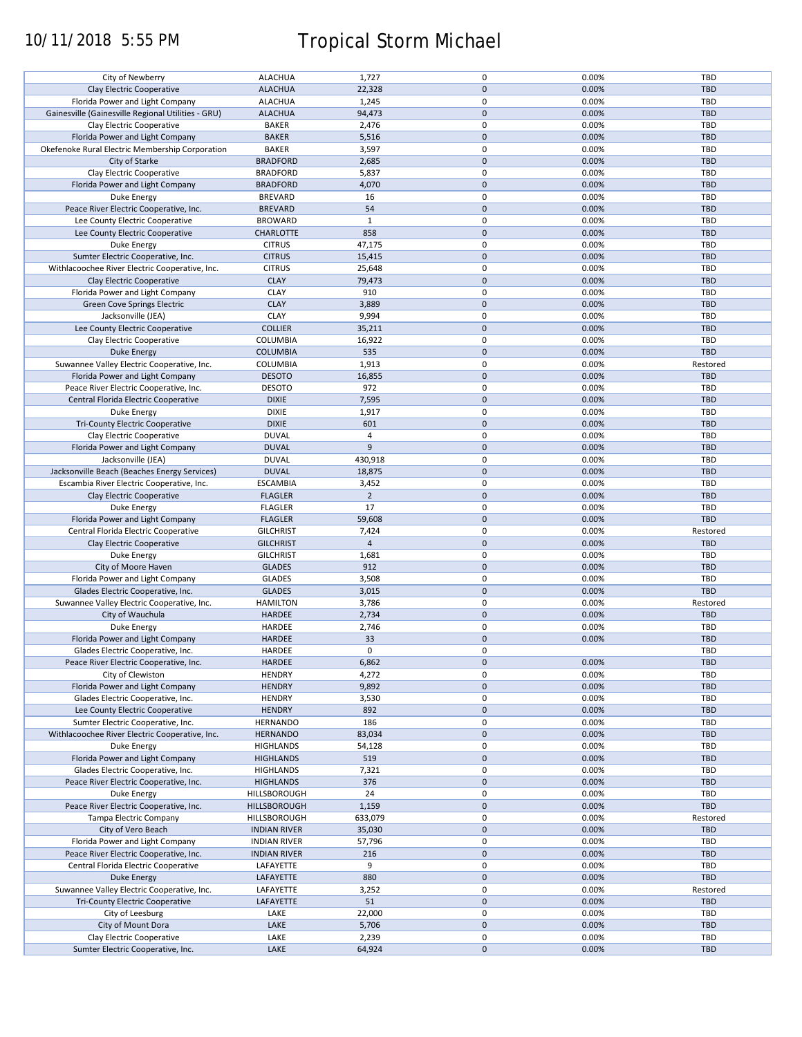# Tropical Storm Michael

10/11/2018 5:55 PM

| | | | | | |
|---|---|---|---|---|---|
| City of Newberry | ALACHUA | 1,727 | 0 | 0.00% | TBD |
| Clay Electric Cooperative | ALACHUA | 22,328 | 0 | 0.00% | TBD |
| Florida Power and Light Company | ALACHUA | 1,245 | 0 | 0.00% | TBD |
| Gainesville (Gainesville Regional Utilities - GRU) | ALACHUA | 94,473 | 0 | 0.00% | TBD |
| Clay Electric Cooperative | BAKER | 2,476 | 0 | 0.00% | TBD |
| Florida Power and Light Company | BAKER | 5,516 | 0 | 0.00% | TBD |
| Okefenoke Rural Electric Membership Corporation | BAKER | 3,597 | 0 | 0.00% | TBD |
| City of Starke | BRADFORD | 2,685 | 0 | 0.00% | TBD |
| Clay Electric Cooperative | BRADFORD | 5,837 | 0 | 0.00% | TBD |
| Florida Power and Light Company | BRADFORD | 4,070 | 0 | 0.00% | TBD |
| Duke Energy | BREVARD | 16 | 0 | 0.00% | TBD |
| Peace River Electric Cooperative, Inc. | BREVARD | 54 | 0 | 0.00% | TBD |
| Lee County Electric Cooperative | BROWARD | 1 | 0 | 0.00% | TBD |
| Lee County Electric Cooperative | CHARLOTTE | 858 | 0 | 0.00% | TBD |
| Duke Energy | CITRUS | 47,175 | 0 | 0.00% | TBD |
| Sumter Electric Cooperative, Inc. | CITRUS | 15,415 | 0 | 0.00% | TBD |
| Withlacoochee River Electric Cooperative, Inc. | CITRUS | 25,648 | 0 | 0.00% | TBD |
| Clay Electric Cooperative | CLAY | 79,473 | 0 | 0.00% | TBD |
| Florida Power and Light Company | CLAY | 910 | 0 | 0.00% | TBD |
| Green Cove Springs Electric | CLAY | 3,889 | 0 | 0.00% | TBD |
| Jacksonville (JEA) | CLAY | 9,994 | 0 | 0.00% | TBD |
| Lee County Electric Cooperative | COLLIER | 35,211 | 0 | 0.00% | TBD |
| Clay Electric Cooperative | COLUMBIA | 16,922 | 0 | 0.00% | TBD |
| Duke Energy | COLUMBIA | 535 | 0 | 0.00% | TBD |
| Suwannee Valley Electric Cooperative, Inc. | COLUMBIA | 1,913 | 0 | 0.00% | Restored |
| Florida Power and Light Company | DESOTO | 16,855 | 0 | 0.00% | TBD |
| Peace River Electric Cooperative, Inc. | DESOTO | 972 | 0 | 0.00% | TBD |
| Central Florida Electric Cooperative | DIXIE | 7,595 | 0 | 0.00% | TBD |
| Duke Energy | DIXIE | 1,917 | 0 | 0.00% | TBD |
| Tri-County Electric Cooperative | DIXIE | 601 | 0 | 0.00% | TBD |
| Clay Electric Cooperative | DUVAL | 4 | 0 | 0.00% | TBD |
| Florida Power and Light Company | DUVAL | 9 | 0 | 0.00% | TBD |
| Jacksonville (JEA) | DUVAL | 430,918 | 0 | 0.00% | TBD |
| Jacksonville Beach (Beaches Energy Services) | DUVAL | 18,875 | 0 | 0.00% | TBD |
| Escambia River Electric Cooperative, Inc. | ESCAMBIA | 3,452 | 0 | 0.00% | TBD |
| Clay Electric Cooperative | FLAGLER | 2 | 0 | 0.00% | TBD |
| Duke Energy | FLAGLER | 17 | 0 | 0.00% | TBD |
| Florida Power and Light Company | FLAGLER | 59,608 | 0 | 0.00% | TBD |
| Central Florida Electric Cooperative | GILCHRIST | 7,424 | 0 | 0.00% | Restored |
| Clay Electric Cooperative | GILCHRIST | 4 | 0 | 0.00% | TBD |
| Duke Energy | GILCHRIST | 1,681 | 0 | 0.00% | TBD |
| City of Moore Haven | GLADES | 912 | 0 | 0.00% | TBD |
| Florida Power and Light Company | GLADES | 3,508 | 0 | 0.00% | TBD |
| Glades Electric Cooperative, Inc. | GLADES | 3,015 | 0 | 0.00% | TBD |
| Suwannee Valley Electric Cooperative, Inc. | HAMILTON | 3,786 | 0 | 0.00% | Restored |
| City of Wauchula | HARDEE | 2,734 | 0 | 0.00% | TBD |
| Duke Energy | HARDEE | 2,746 | 0 | 0.00% | TBD |
| Florida Power and Light Company | HARDEE | 33 | 0 | 0.00% | TBD |
| Glades Electric Cooperative, Inc. | HARDEE | 0 | 0 | | TBD |
| Peace River Electric Cooperative, Inc. | HARDEE | 6,862 | 0 | 0.00% | TBD |
| City of Clewiston | HENDRY | 4,272 | 0 | 0.00% | TBD |
| Florida Power and Light Company | HENDRY | 9,892 | 0 | 0.00% | TBD |
| Glades Electric Cooperative, Inc. | HENDRY | 3,530 | 0 | 0.00% | TBD |
| Lee County Electric Cooperative | HENDRY | 892 | 0 | 0.00% | TBD |
| Sumter Electric Cooperative, Inc. | HERNANDO | 186 | 0 | 0.00% | TBD |
| Withlacoochee River Electric Cooperative, Inc. | HERNANDO | 83,034 | 0 | 0.00% | TBD |
| Duke Energy | HIGHLANDS | 54,128 | 0 | 0.00% | TBD |
| Florida Power and Light Company | HIGHLANDS | 519 | 0 | 0.00% | TBD |
| Glades Electric Cooperative, Inc. | HIGHLANDS | 7,321 | 0 | 0.00% | TBD |
| Peace River Electric Cooperative, Inc. | HIGHLANDS | 376 | 0 | 0.00% | TBD |
| Duke Energy | HILLSBOROUGH | 24 | 0 | 0.00% | TBD |
| Peace River Electric Cooperative, Inc. | HILLSBOROUGH | 1,159 | 0 | 0.00% | TBD |
| Tampa Electric Company | HILLSBOROUGH | 633,079 | 0 | 0.00% | Restored |
| City of Vero Beach | INDIAN RIVER | 35,030 | 0 | 0.00% | TBD |
| Florida Power and Light Company | INDIAN RIVER | 57,796 | 0 | 0.00% | TBD |
| Peace River Electric Cooperative, Inc. | INDIAN RIVER | 216 | 0 | 0.00% | TBD |
| Central Florida Electric Cooperative | LAFAYETTE | 9 | 0 | 0.00% | TBD |
| Duke Energy | LAFAYETTE | 880 | 0 | 0.00% | TBD |
| Suwannee Valley Electric Cooperative, Inc. | LAFAYETTE | 3,252 | 0 | 0.00% | Restored |
| Tri-County Electric Cooperative | LAFAYETTE | 51 | 0 | 0.00% | TBD |
| City of Leesburg | LAKE | 22,000 | 0 | 0.00% | TBD |
| City of Mount Dora | LAKE | 5,706 | 0 | 0.00% | TBD |
| Clay Electric Cooperative | LAKE | 2,239 | 0 | 0.00% | TBD |
| Sumter Electric Cooperative, Inc. | LAKE | 64,924 | 0 | 0.00% | TBD |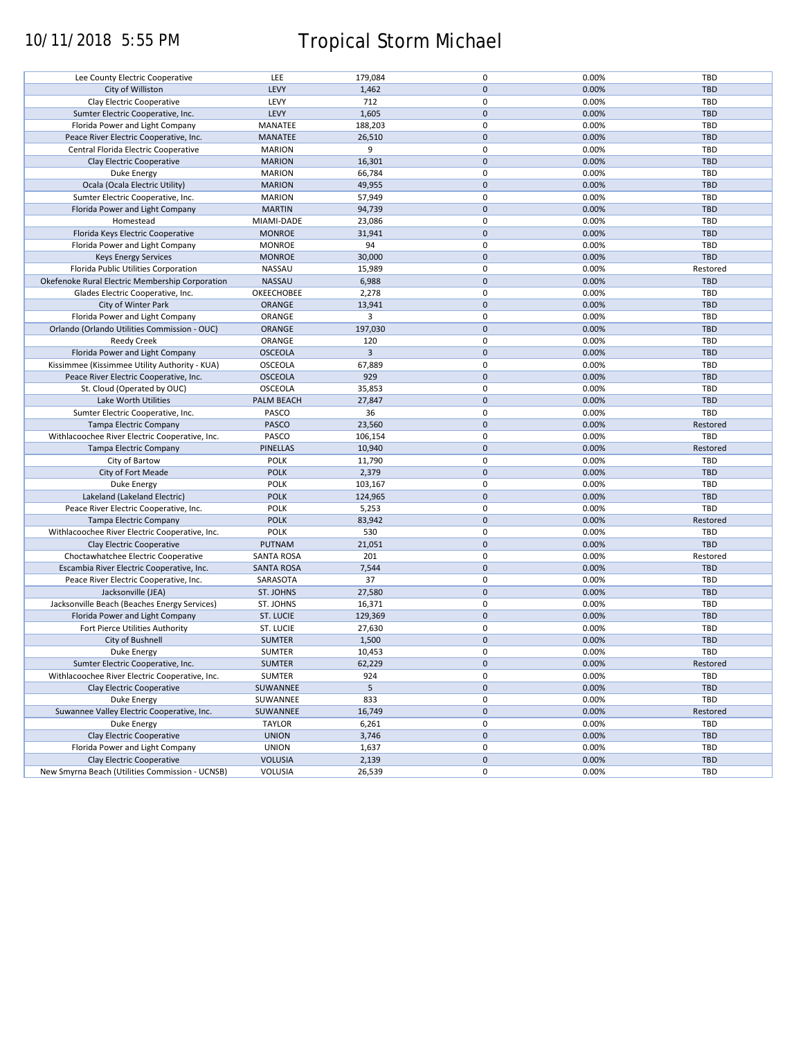10/11/2018 5:55 PM

# Tropical Storm Michael

| | | | | | |
|---|---|---|---|---|---|
| Lee County Electric Cooperative | LEE | 179,084 | 0 | 0.00% | TBD |
| City of Williston | LEVY | 1,462 | 0 | 0.00% | TBD |
| Clay Electric Cooperative | LEVY | 712 | 0 | 0.00% | TBD |
| Sumter Electric Cooperative, Inc. | LEVY | 1,605 | 0 | 0.00% | TBD |
| Florida Power and Light Company | MANATEE | 188,203 | 0 | 0.00% | TBD |
| Peace River Electric Cooperative, Inc. | MANATEE | 26,510 | 0 | 0.00% | TBD |
| Central Florida Electric Cooperative | MARION | 9 | 0 | 0.00% | TBD |
| Clay Electric Cooperative | MARION | 16,301 | 0 | 0.00% | TBD |
| Duke Energy | MARION | 66,784 | 0 | 0.00% | TBD |
| Ocala (Ocala Electric Utility) | MARION | 49,955 | 0 | 0.00% | TBD |
| Sumter Electric Cooperative, Inc. | MARION | 57,949 | 0 | 0.00% | TBD |
| Florida Power and Light Company | MARTIN | 94,739 | 0 | 0.00% | TBD |
| Homestead | MIAMI-DADE | 23,086 | 0 | 0.00% | TBD |
| Florida Keys Electric Cooperative | MONROE | 31,941 | 0 | 0.00% | TBD |
| Florida Power and Light Company | MONROE | 94 | 0 | 0.00% | TBD |
| Keys Energy Services | MONROE | 30,000 | 0 | 0.00% | TBD |
| Florida Public Utilities Corporation | NASSAU | 15,989 | 0 | 0.00% | Restored |
| Okefenoke Rural Electric Membership Corporation | NASSAU | 6,988 | 0 | 0.00% | TBD |
| Glades Electric Cooperative, Inc. | OKEECHOBEE | 2,278 | 0 | 0.00% | TBD |
| City of Winter Park | ORANGE | 13,941 | 0 | 0.00% | TBD |
| Florida Power and Light Company | ORANGE | 3 | 0 | 0.00% | TBD |
| Orlando (Orlando Utilities Commission - OUC) | ORANGE | 197,030 | 0 | 0.00% | TBD |
| Reedy Creek | ORANGE | 120 | 0 | 0.00% | TBD |
| Florida Power and Light Company | OSCEOLA | 3 | 0 | 0.00% | TBD |
| Kissimmee (Kissimmee Utility Authority - KUA) | OSCEOLA | 67,889 | 0 | 0.00% | TBD |
| Peace River Electric Cooperative, Inc. | OSCEOLA | 929 | 0 | 0.00% | TBD |
| St. Cloud (Operated by OUC) | OSCEOLA | 35,853 | 0 | 0.00% | TBD |
| Lake Worth Utilities | PALM BEACH | 27,847 | 0 | 0.00% | TBD |
| Sumter Electric Cooperative, Inc. | PASCO | 36 | 0 | 0.00% | TBD |
| Tampa Electric Company | PASCO | 23,560 | 0 | 0.00% | Restored |
| Withlacoochee River Electric Cooperative, Inc. | PASCO | 106,154 | 0 | 0.00% | TBD |
| Tampa Electric Company | PINELLAS | 10,940 | 0 | 0.00% | Restored |
| City of Bartow | POLK | 11,790 | 0 | 0.00% | TBD |
| City of Fort Meade | POLK | 2,379 | 0 | 0.00% | TBD |
| Duke Energy | POLK | 103,167 | 0 | 0.00% | TBD |
| Lakeland (Lakeland Electric) | POLK | 124,965 | 0 | 0.00% | TBD |
| Peace River Electric Cooperative, Inc. | POLK | 5,253 | 0 | 0.00% | TBD |
| Tampa Electric Company | POLK | 83,942 | 0 | 0.00% | Restored |
| Withlacoochee River Electric Cooperative, Inc. | POLK | 530 | 0 | 0.00% | TBD |
| Clay Electric Cooperative | PUTNAM | 21,051 | 0 | 0.00% | TBD |
| Choctawhatchee Electric Cooperative | SANTA ROSA | 201 | 0 | 0.00% | Restored |
| Escambia River Electric Cooperative, Inc. | SANTA ROSA | 7,544 | 0 | 0.00% | TBD |
| Peace River Electric Cooperative, Inc. | SARASOTA | 37 | 0 | 0.00% | TBD |
| Jacksonville (JEA) | ST. JOHNS | 27,580 | 0 | 0.00% | TBD |
| Jacksonville Beach (Beaches Energy Services) | ST. JOHNS | 16,371 | 0 | 0.00% | TBD |
| Florida Power and Light Company | ST. LUCIE | 129,369 | 0 | 0.00% | TBD |
| Fort Pierce Utilities Authority | ST. LUCIE | 27,630 | 0 | 0.00% | TBD |
| City of Bushnell | SUMTER | 1,500 | 0 | 0.00% | TBD |
| Duke Energy | SUMTER | 10,453 | 0 | 0.00% | TBD |
| Sumter Electric Cooperative, Inc. | SUMTER | 62,229 | 0 | 0.00% | Restored |
| Withlacoochee River Electric Cooperative, Inc. | SUMTER | 924 | 0 | 0.00% | TBD |
| Clay Electric Cooperative | SUWANNEE | 5 | 0 | 0.00% | TBD |
| Duke Energy | SUWANNEE | 833 | 0 | 0.00% | TBD |
| Suwannee Valley Electric Cooperative, Inc. | SUWANNEE | 16,749 | 0 | 0.00% | Restored |
| Duke Energy | TAYLOR | 6,261 | 0 | 0.00% | TBD |
| Clay Electric Cooperative | UNION | 3,746 | 0 | 0.00% | TBD |
| Florida Power and Light Company | UNION | 1,637 | 0 | 0.00% | TBD |
| Clay Electric Cooperative | VOLUSIA | 2,139 | 0 | 0.00% | TBD |
| New Smyrna Beach (Utilities Commission - UCNSB) | VOLUSIA | 26,539 | 0 | 0.00% | TBD |